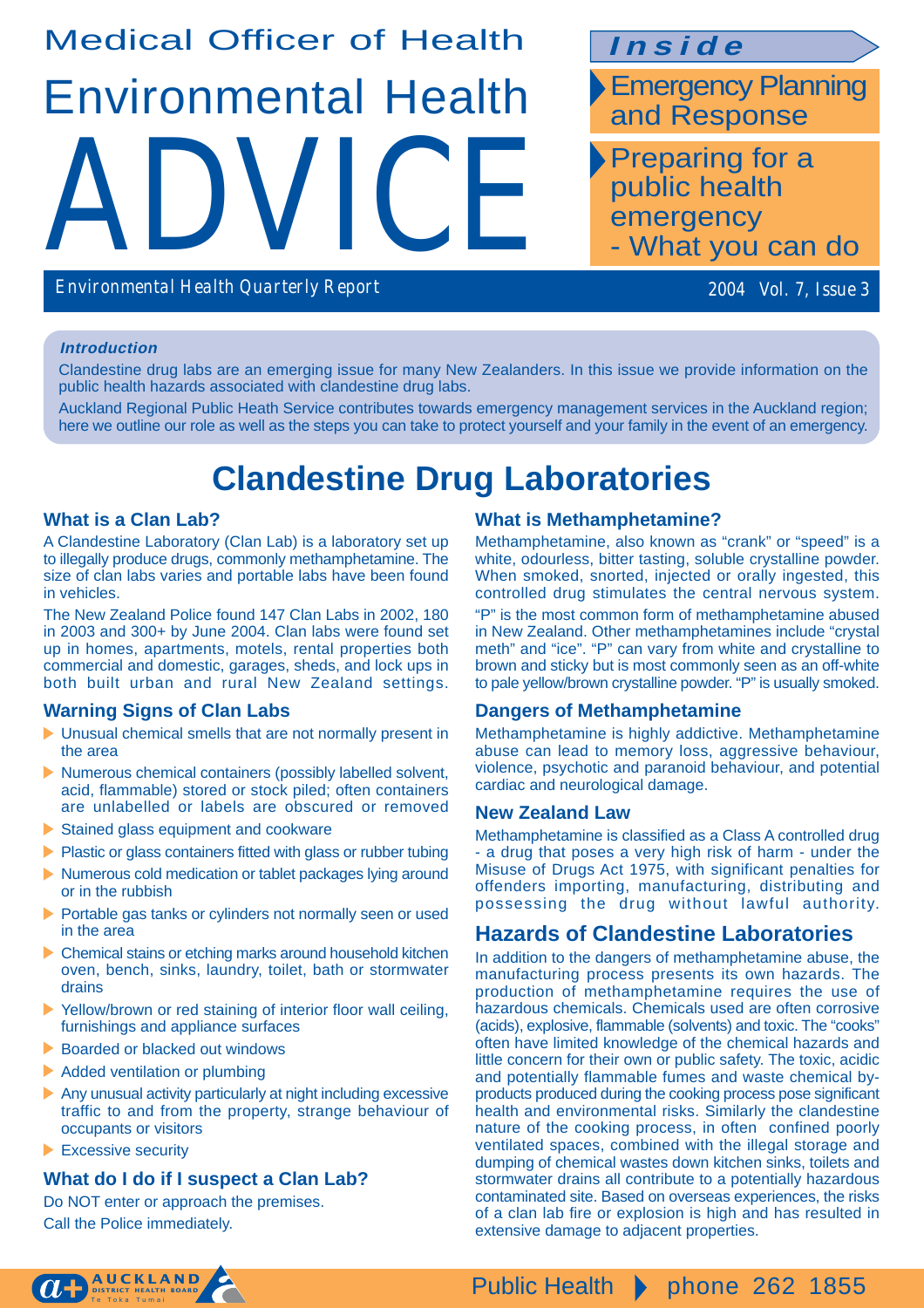# Medical Officer of Health Environmental Health ADVICE

*Environmental Health Quarterly Report* — 2004 Vol. 7, Issue 3

**Inside**

- Emergency Planning and Response
- Preparing for a public health emergency - What you can do

***Introduction***

Clandestine drug labs are an emerging issue for many New Zealanders. In this issue we provide information on the public health hazards associated with clandestine drug labs.

Auckland Regional Public Heath Service contributes towards emergency management services in the Auckland region; here we outline our role as well as the steps you can take to protect yourself and your family in the event of an emergency.

## Clandestine Drug Laboratories

### What is a Clan Lab?

A Clandestine Laboratory (Clan Lab) is a laboratory set up to illegally produce drugs, commonly methamphetamine. The size of clan labs varies and portable labs have been found in vehicles.

The New Zealand Police found 147 Clan Labs in 2002, 180 in 2003 and 300+ by June 2004. Clan labs were found set up in homes, apartments, motels, rental properties both commercial and domestic, garages, sheds, and lock ups in both built urban and rural New Zealand settings.

### Warning Signs of Clan Labs

- Unusual chemical smells that are not normally present in the area
- Numerous chemical containers (possibly labelled solvent, acid, flammable) stored or stock piled; often containers are unlabelled or labels are obscured or removed
- Stained glass equipment and cookware
- Plastic or glass containers fitted with glass or rubber tubing
- Numerous cold medication or tablet packages lying around or in the rubbish
- Portable gas tanks or cylinders not normally seen or used in the area
- Chemical stains or etching marks around household kitchen oven, bench, sinks, laundry, toilet, bath or stormwater drains
- Yellow/brown or red staining of interior floor wall ceiling, furnishings and appliance surfaces
- Boarded or blacked out windows
- Added ventilation or plumbing
- Any unusual activity particularly at night including excessive traffic to and from the property, strange behaviour of occupants or visitors
- Excessive security

### What do I do if I suspect a Clan Lab?

Do NOT enter or approach the premises.

Call the Police immediately.

### What is Methamphetamine?

Methamphetamine, also known as "crank" or "speed" is a white, odourless, bitter tasting, soluble crystalline powder. When smoked, snorted, injected or orally ingested, this controlled drug stimulates the central nervous system.

"P" is the most common form of methamphetamine abused in New Zealand. Other methamphetamines include "crystal meth" and "ice". "P" can vary from white and crystalline to brown and sticky but is most commonly seen as an off-white to pale yellow/brown crystalline powder. "P" is usually smoked.

### Dangers of Methamphetamine

Methamphetamine is highly addictive. Methamphetamine abuse can lead to memory loss, aggressive behaviour, violence, psychotic and paranoid behaviour, and potential cardiac and neurological damage.

### New Zealand Law

Methamphetamine is classified as a Class A controlled drug - a drug that poses a very high risk of harm - under the Misuse of Drugs Act 1975, with significant penalties for offenders importing, manufacturing, distributing and possessing the drug without lawful authority.

## Hazards of Clandestine Laboratories

In addition to the dangers of methamphetamine abuse, the manufacturing process presents its own hazards. The production of methamphetamine requires the use of hazardous chemicals. Chemicals used are often corrosive (acids), explosive, flammable (solvents) and toxic. The "cooks" often have limited knowledge of the chemical hazards and little concern for their own or public safety. The toxic, acidic and potentially flammable fumes and waste chemical by-products produced during the cooking process pose significant health and environmental risks. Similarly the clandestine nature of the cooking process, in often confined poorly ventilated spaces, combined with the illegal storage and dumping of chemical wastes down kitchen sinks, toilets and stormwater drains all contribute to a potentially hazardous contaminated site. Based on overseas experiences, the risks of a clan lab fire or explosion is high and has resulted in extensive damage to adjacent properties.

Auckland District Health Board — Te Toka Tumai

Public Health ▸ phone 262 1855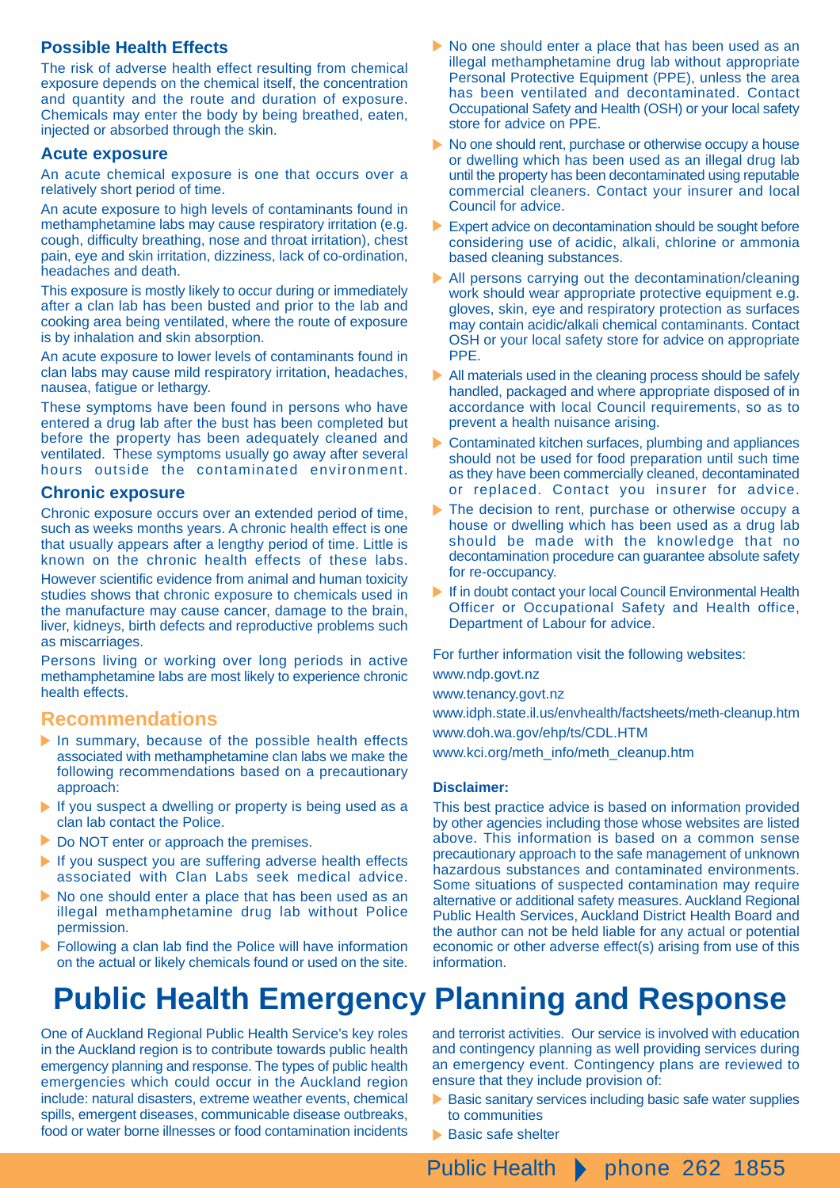## Possible Health Effects

The risk of adverse health effect resulting from chemical exposure depends on the chemical itself, the concentration and quantity and the route and duration of exposure. Chemicals may enter the body by being breathed, eaten, injected or absorbed through the skin.

### Acute exposure

An acute chemical exposure is one that occurs over a relatively short period of time.

An acute exposure to high levels of contaminants found in methamphetamine labs may cause respiratory irritation (e.g. cough, difficulty breathing, nose and throat irritation), chest pain, eye and skin irritation, dizziness, lack of co-ordination, headaches and death.

This exposure is mostly likely to occur during or immediately after a clan lab has been busted and prior to the lab and cooking area being ventilated, where the route of exposure is by inhalation and skin absorption.

An acute exposure to lower levels of contaminants found in clan labs may cause mild respiratory irritation, headaches, nausea, fatigue or lethargy.

These symptoms have been found in persons who have entered a drug lab after the bust has been completed but before the property has been adequately cleaned and ventilated. These symptoms usually go away after several hours outside the contaminated environment.

### Chronic exposure

Chronic exposure occurs over an extended period of time, such as weeks months years. A chronic health effect is one that usually appears after a lengthy period of time. Little is known on the chronic health effects of these labs. However scientific evidence from animal and human toxicity studies shows that chronic exposure to chemicals used in the manufacture may cause cancer, damage to the brain, liver, kidneys, birth defects and reproductive problems such as miscarriages.

Persons living or working over long periods in active methamphetamine labs are most likely to experience chronic health effects.

## Recommendations

- In summary, because of the possible health effects associated with methamphetamine clan labs we make the following recommendations based on a precautionary approach:
- If you suspect a dwelling or property is being used as a clan lab contact the Police.
- Do NOT enter or approach the premises.
- If you suspect you are suffering adverse health effects associated with Clan Labs seek medical advice.
- No one should enter a place that has been used as an illegal methamphetamine drug lab without Police permission.
- Following a clan lab find the Police will have information on the actual or likely chemicals found or used on the site.
- No one should enter a place that has been used as an illegal methamphetamine drug lab without appropriate Personal Protective Equipment (PPE), unless the area has been ventilated and decontaminated. Contact Occupational Safety and Health (OSH) or your local safety store for advice on PPE.
- No one should rent, purchase or otherwise occupy a house or dwelling which has been used as an illegal drug lab until the property has been decontaminated using reputable commercial cleaners. Contact your insurer and local Council for advice.
- Expert advice on decontamination should be sought before considering use of acidic, alkali, chlorine or ammonia based cleaning substances.
- All persons carrying out the decontamination/cleaning work should wear appropriate protective equipment e.g. gloves, skin, eye and respiratory protection as surfaces may contain acidic/alkali chemical contaminants. Contact OSH or your local safety store for advice on appropriate PPE.
- All materials used in the cleaning process should be safely handled, packaged and where appropriate disposed of in accordance with local Council requirements, so as to prevent a health nuisance arising.
- Contaminated kitchen surfaces, plumbing and appliances should not be used for food preparation until such time as they have been commercially cleaned, decontaminated or replaced. Contact you insurer for advice.
- The decision to rent, purchase or otherwise occupy a house or dwelling which has been used as a drug lab should be made with the knowledge that no decontamination procedure can guarantee absolute safety for re-occupancy.
- If in doubt contact your local Council Environmental Health Officer or Occupational Safety and Health office, Department of Labour for advice.

For further information visit the following websites:

www.ndp.govt.nz

www.tenancy.govt.nz

www.idph.state.il.us/envhealth/factsheets/meth-cleanup.htm

www.doh.wa.gov/ehp/ts/CDL.HTM

www.kci.org/meth_info/meth_cleanup.htm

**Disclaimer:**

This best practice advice is based on information provided by other agencies including those whose websites are listed above. This information is based on a common sense precautionary approach to the safe management of unknown hazardous substances and contaminated environments. Some situations of suspected contamination may require alternative or additional safety measures. Auckland Regional Public Health Services, Auckland District Health Board and the author can not be held liable for any actual or potential economic or other adverse effect(s) arising from use of this information.

# Public Health Emergency Planning and Response

One of Auckland Regional Public Health Service's key roles in the Auckland region is to contribute towards public health emergency planning and response. The types of public health emergencies which could occur in the Auckland region include: natural disasters, extreme weather events, chemical spills, emergent diseases, communicable disease outbreaks, food or water borne illnesses or food contamination incidents and terrorist activities. Our service is involved with education and contingency planning as well providing services during an emergency event. Contingency plans are reviewed to ensure that they include provision of:

- Basic sanitary services including basic safe water supplies to communities
- Basic safe shelter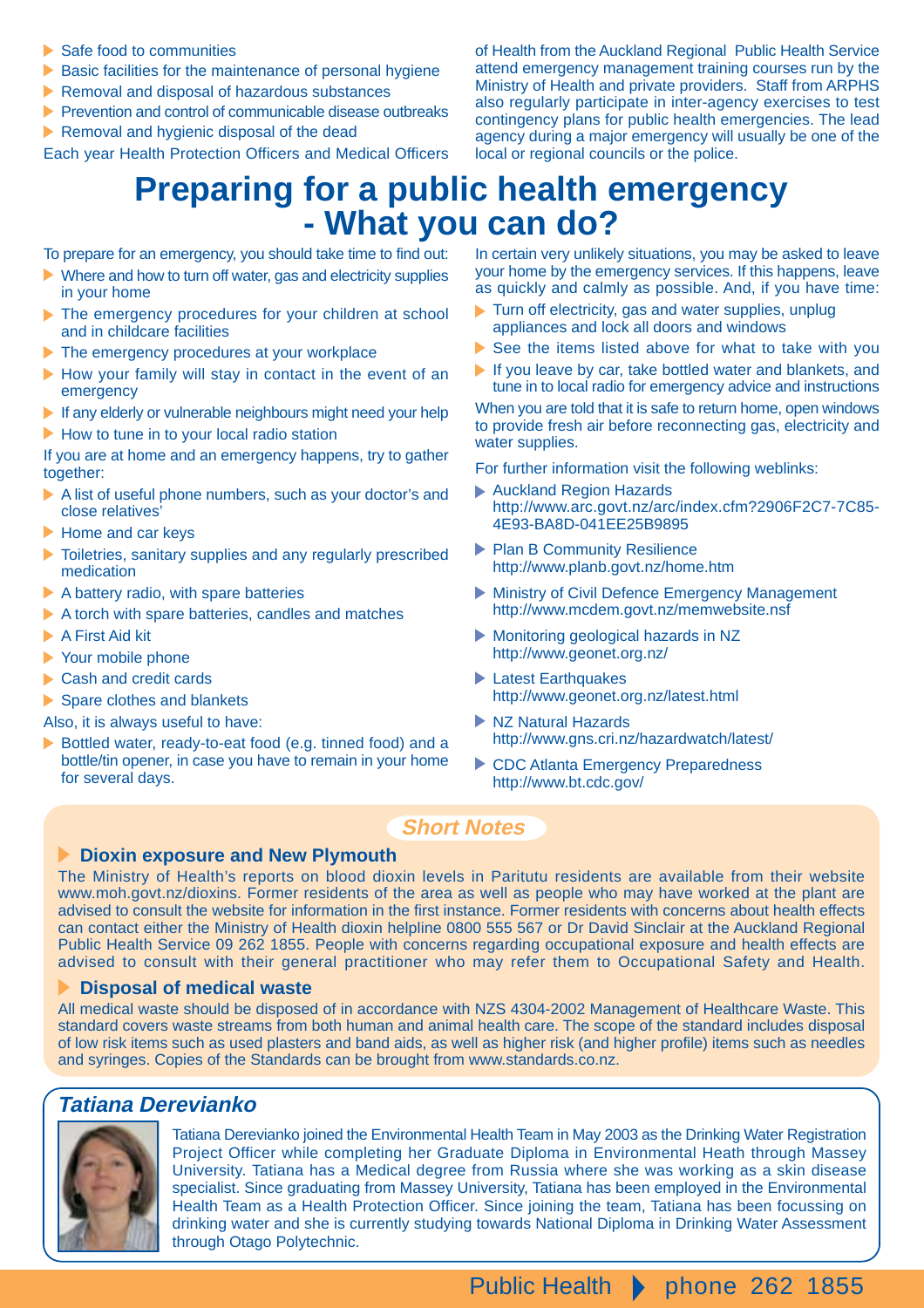- Safe food to communities
- Basic facilities for the maintenance of personal hygiene
- Removal and disposal of hazardous substances
- Prevention and control of communicable disease outbreaks
- Removal and hygienic disposal of the dead

Each year Health Protection Officers and Medical Officers of Health from the Auckland Regional Public Health Service attend emergency management training courses run by the Ministry of Health and private providers. Staff from ARPHS also regularly participate in inter-agency exercises to test contingency plans for public health emergencies. The lead agency during a major emergency will usually be one of the local or regional councils or the police.

# Preparing for a public health emergency - What you can do?

To prepare for an emergency, you should take time to find out:

- Where and how to turn off water, gas and electricity supplies in your home
- The emergency procedures for your children at school and in childcare facilities
- The emergency procedures at your workplace
- How your family will stay in contact in the event of an emergency
- If any elderly or vulnerable neighbours might need your help
- How to tune in to your local radio station

If you are at home and an emergency happens, try to gather together:

- A list of useful phone numbers, such as your doctor's and close relatives'
- Home and car keys
- Toiletries, sanitary supplies and any regularly prescribed medication
- A battery radio, with spare batteries
- A torch with spare batteries, candles and matches
- A First Aid kit
- Your mobile phone
- Cash and credit cards
- Spare clothes and blankets

Also, it is always useful to have:

- Bottled water, ready-to-eat food (e.g. tinned food) and a bottle/tin opener, in case you have to remain in your home for several days.

In certain very unlikely situations, you may be asked to leave your home by the emergency services. If this happens, leave as quickly and calmly as possible. And, if you have time:

- Turn off electricity, gas and water supplies, unplug appliances and lock all doors and windows
- See the items listed above for what to take with you
- If you leave by car, take bottled water and blankets, and tune in to local radio for emergency advice and instructions

When you are told that it is safe to return home, open windows to provide fresh air before reconnecting gas, electricity and water supplies.

For further information visit the following weblinks:

- Auckland Region Hazards
  http://www.arc.govt.nz/arc/index.cfm?2906F2C7-7C85-4E93-BA8D-041EE25B9895
- Plan B Community Resilience
  http://www.planb.govt.nz/home.htm
- Ministry of Civil Defence Emergency Management
  http://www.mcdem.govt.nz/memwebsite.nsf
- Monitoring geological hazards in NZ
  http://www.geonet.org.nz/
- Latest Earthquakes
  http://www.geonet.org.nz/latest.html
- NZ Natural Hazards
  http://www.gns.cri.nz/hazardwatch/latest/
- CDC Atlanta Emergency Preparedness
  http://www.bt.cdc.gov/

## *Short Notes*

### Dioxin exposure and New Plymouth

The Ministry of Health's reports on blood dioxin levels in Paritutu residents are available from their website www.moh.govt.nz/dioxins. Former residents of the area as well as people who may have worked at the plant are advised to consult the website for information in the first instance. Former residents with concerns about health effects can contact either the Ministry of Health dioxin helpline 0800 555 567 or Dr David Sinclair at the Auckland Regional Public Health Service 09 262 1855. People with concerns regarding occupational exposure and health effects are advised to consult with their general practitioner who may refer them to Occupational Safety and Health.

### Disposal of medical waste

All medical waste should be disposed of in accordance with NZS 4304-2002 Management of Healthcare Waste. This standard covers waste streams from both human and animal health care. The scope of the standard includes disposal of low risk items such as used plasters and band aids, as well as higher risk (and higher profile) items such as needles and syringes. Copies of the Standards can be brought from www.standards.co.nz.

## *Tatiana Derevianko*

Tatiana Derevianko joined the Environmental Health Team in May 2003 as the Drinking Water Registration Project Officer while completing her Graduate Diploma in Environmental Heath through Massey University. Tatiana has a Medical degree from Russia where she was working as a skin disease specialist. Since graduating from Massey University, Tatiana has been employed in the Environmental Health Team as a Health Protection Officer. Since joining the team, Tatiana has been focussing on drinking water and she is currently studying towards National Diploma in Drinking Water Assessment through Otago Polytechnic.

Public Health ▶ phone 262 1855